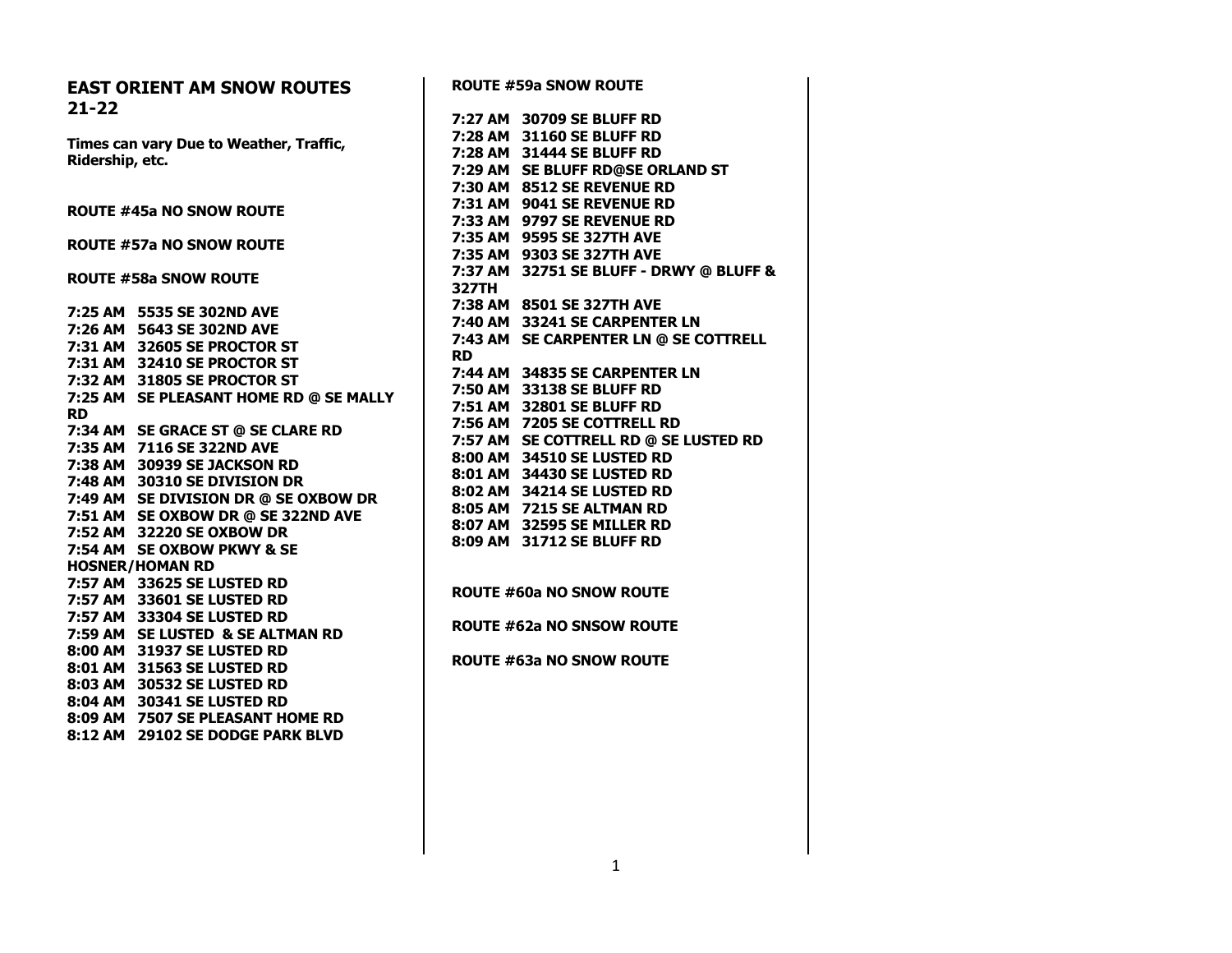## EAST ORIENT AM SNOW ROUTES 21-22

**Times can vary Due to Weather, Traffic, Ridership, etc.**

**ROUTE #45a NO SNOW ROUTE**

**ROUTE #57a NO SNOW ROUTE**

**ROUTE #58a SNOW ROUTE**

**7:25 AM 5535 SE 302ND AVE**
**7:26 AM 5643 SE 302ND AVE**
**7:31 AM 32605 SE PROCTOR ST**
**7:31 AM 32410 SE PROCTOR ST**
**7:32 AM 31805 SE PROCTOR ST**
**7:25 AM SE PLEASANT HOME RD @ SE MALLY RD**
**7:34 AM SE GRACE ST @ SE CLARE RD**
**7:35 AM 7116 SE 322ND AVE**
**7:38 AM 30939 SE JACKSON RD**
**7:48 AM 30310 SE DIVISION DR**
**7:49 AM SE DIVISION DR @ SE OXBOW DR**
**7:51 AM SE OXBOW DR @ SE 322ND AVE**
**7:52 AM 32220 SE OXBOW DR**
**7:54 AM SE OXBOW PKWY & SE HOSNER/HOMAN RD**
**7:57 AM 33625 SE LUSTED RD**
**7:57 AM 33601 SE LUSTED RD**
**7:57 AM 33304 SE LUSTED RD**
**7:59 AM SE LUSTED & SE ALTMAN RD**
**8:00 AM 31937 SE LUSTED RD**
**8:01 AM 31563 SE LUSTED RD**
**8:03 AM 30532 SE LUSTED RD**
**8:04 AM 30341 SE LUSTED RD**
**8:09 AM 7507 SE PLEASANT HOME RD**
**8:12 AM 29102 SE DODGE PARK BLVD**

**ROUTE #59a SNOW ROUTE**

**7:27 AM 30709 SE BLUFF RD**
**7:28 AM 31160 SE BLUFF RD**
**7:28 AM 31444 SE BLUFF RD**
**7:29 AM SE BLUFF RD@SE ORLAND ST**
**7:30 AM 8512 SE REVENUE RD**
**7:31 AM 9041 SE REVENUE RD**
**7:33 AM 9797 SE REVENUE RD**
**7:35 AM 9595 SE 327TH AVE**
**7:35 AM 9303 SE 327TH AVE**
**7:37 AM 32751 SE BLUFF - DRWY @ BLUFF & 327TH**
**7:38 AM 8501 SE 327TH AVE**
**7:40 AM 33241 SE CARPENTER LN**
**7:43 AM SE CARPENTER LN @ SE COTTRELL RD**
**7:44 AM 34835 SE CARPENTER LN**
**7:50 AM 33138 SE BLUFF RD**
**7:51 AM 32801 SE BLUFF RD**
**7:56 AM 7205 SE COTTRELL RD**
**7:57 AM SE COTTRELL RD @ SE LUSTED RD**
**8:00 AM 34510 SE LUSTED RD**
**8:01 AM 34430 SE LUSTED RD**
**8:02 AM 34214 SE LUSTED RD**
**8:05 AM 7215 SE ALTMAN RD**
**8:07 AM 32595 SE MILLER RD**
**8:09 AM 31712 SE BLUFF RD**

**ROUTE #60a NO SNOW ROUTE**

**ROUTE #62a NO SNSOW ROUTE**

**ROUTE #63a NO SNOW ROUTE**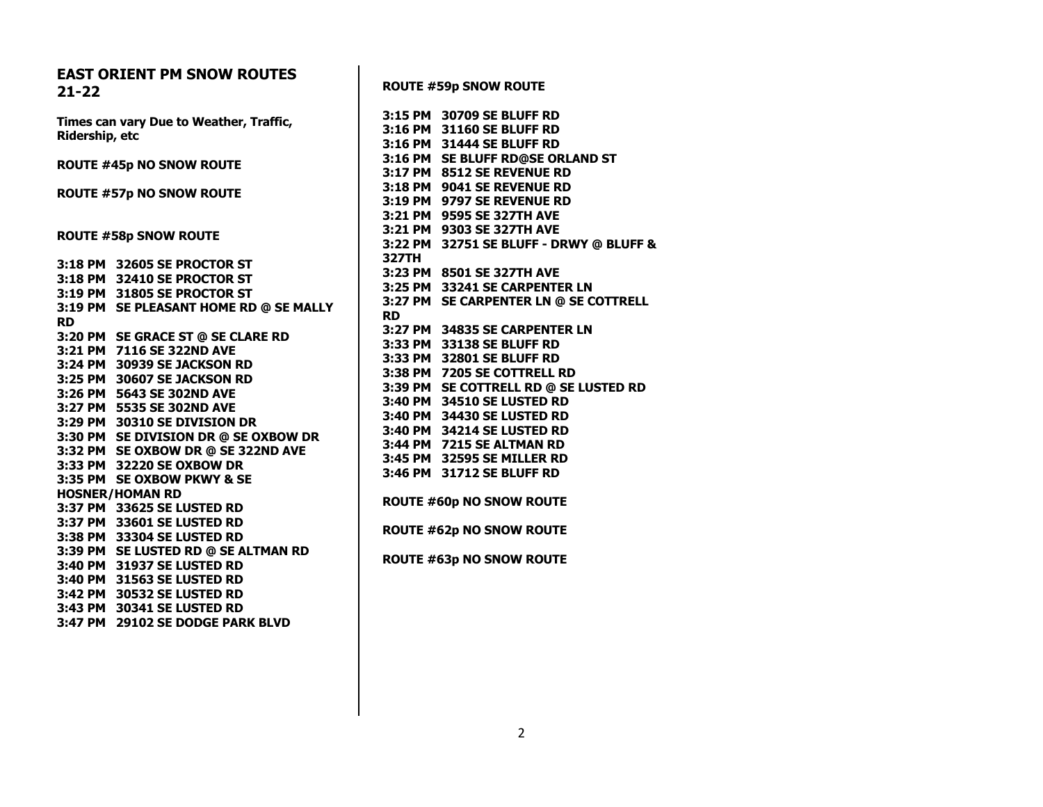## EAST ORIENT PM SNOW ROUTES 21-22

**Times can vary Due to Weather, Traffic, Ridership, etc**

**ROUTE #45p NO SNOW ROUTE**

**ROUTE #57p NO SNOW ROUTE**

**ROUTE #58p SNOW ROUTE**

**3:18 PM 32605 SE PROCTOR ST**
**3:18 PM 32410 SE PROCTOR ST**
**3:19 PM 31805 SE PROCTOR ST**
**3:19 PM SE PLEASANT HOME RD @ SE MALLY RD**
**3:20 PM SE GRACE ST @ SE CLARE RD**
**3:21 PM 7116 SE 322ND AVE**
**3:24 PM 30939 SE JACKSON RD**
**3:25 PM 30607 SE JACKSON RD**
**3:26 PM 5643 SE 302ND AVE**
**3:27 PM 5535 SE 302ND AVE**
**3:29 PM 30310 SE DIVISION DR**
**3:30 PM SE DIVISION DR @ SE OXBOW DR**
**3:32 PM SE OXBOW DR @ SE 322ND AVE**
**3:33 PM 32220 SE OXBOW DR**
**3:35 PM SE OXBOW PKWY & SE HOSNER/HOMAN RD**
**3:37 PM 33625 SE LUSTED RD**
**3:37 PM 33601 SE LUSTED RD**
**3:38 PM 33304 SE LUSTED RD**
**3:39 PM SE LUSTED RD @ SE ALTMAN RD**
**3:40 PM 31937 SE LUSTED RD**
**3:40 PM 31563 SE LUSTED RD**
**3:42 PM 30532 SE LUSTED RD**
**3:43 PM 30341 SE LUSTED RD**
**3:47 PM 29102 SE DODGE PARK BLVD**

**ROUTE #59p SNOW ROUTE**

**3:15 PM 30709 SE BLUFF RD**
**3:16 PM 31160 SE BLUFF RD**
**3:16 PM 31444 SE BLUFF RD**
**3:16 PM SE BLUFF RD@SE ORLAND ST**
**3:17 PM 8512 SE REVENUE RD**
**3:18 PM 9041 SE REVENUE RD**
**3:19 PM 9797 SE REVENUE RD**
**3:21 PM 9595 SE 327TH AVE**
**3:21 PM 9303 SE 327TH AVE**
**3:22 PM 32751 SE BLUFF - DRWY @ BLUFF & 327TH**
**3:23 PM 8501 SE 327TH AVE**
**3:25 PM 33241 SE CARPENTER LN**
**3:27 PM SE CARPENTER LN @ SE COTTRELL RD**
**3:27 PM 34835 SE CARPENTER LN**
**3:33 PM 33138 SE BLUFF RD**
**3:33 PM 32801 SE BLUFF RD**
**3:38 PM 7205 SE COTTRELL RD**
**3:39 PM SE COTTRELL RD @ SE LUSTED RD**
**3:40 PM 34510 SE LUSTED RD**
**3:40 PM 34430 SE LUSTED RD**
**3:40 PM 34214 SE LUSTED RD**
**3:44 PM 7215 SE ALTMAN RD**
**3:45 PM 32595 SE MILLER RD**
**3:46 PM 31712 SE BLUFF RD**

**ROUTE #60p NO SNOW ROUTE**

**ROUTE #62p NO SNOW ROUTE**

**ROUTE #63p NO SNOW ROUTE**